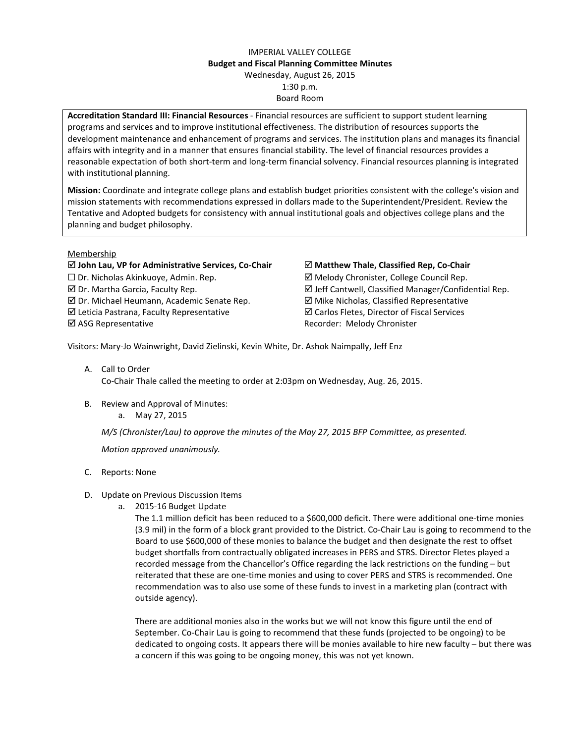# IMPERIAL VALLEY COLLEGE

## Budget and Fiscal Planning Committee Minutes

Wednesday, August 26, 2015
1:30 p.m.
Board Room

**Accreditation Standard III: Financial Resources** - Financial resources are sufficient to support student learning programs and services and to improve institutional effectiveness. The distribution of resources supports the development maintenance and enhancement of programs and services. The institution plans and manages its financial affairs with integrity and in a manner that ensures financial stability. The level of financial resources provides a reasonable expectation of both short-term and long-term financial solvency. Financial resources planning is integrated with institutional planning.

**Mission:** Coordinate and integrate college plans and establish budget priorities consistent with the college's vision and mission statements with recommendations expressed in dollars made to the Superintendent/President. Review the Tentative and Adopted budgets for consistency with annual institutional goals and objectives college plans and the planning and budget philosophy.

Membership

- ☑ **John Lau, VP for Administrative Services, Co-Chair**
- ☐ Dr. Nicholas Akinkuoye, Admin. Rep.
- ☑ Dr. Martha Garcia, Faculty Rep.
- ☑ Dr. Michael Heumann, Academic Senate Rep.
- ☑ Leticia Pastrana, Faculty Representative
- ☑ ASG Representative
- ☑ **Matthew Thale, Classified Rep, Co-Chair**
- ☑ Melody Chronister, College Council Rep.
- ☑ Jeff Cantwell, Classified Manager/Confidential Rep.
- ☑ Mike Nicholas, Classified Representative
- ☑ Carlos Fletes, Director of Fiscal Services

Recorder: Melody Chronister

Visitors: Mary-Jo Wainwright, David Zielinski, Kevin White, Dr. Ashok Naimpally, Jeff Enz

A. Call to Order
   Co-Chair Thale called the meeting to order at 2:03pm on Wednesday, Aug. 26, 2015.

B. Review and Approval of Minutes:
   a. May 27, 2015

   *M/S (Chronister/Lau) to approve the minutes of the May 27, 2015 BFP Committee, as presented.*

   *Motion approved unanimously.*

C. Reports: None

D. Update on Previous Discussion Items
   a. 2015-16 Budget Update
      The 1.1 million deficit has been reduced to a $600,000 deficit. There were additional one-time monies (3.9 mil) in the form of a block grant provided to the District. Co-Chair Lau is going to recommend to the Board to use $600,000 of these monies to balance the budget and then designate the rest to offset budget shortfalls from contractually obligated increases in PERS and STRS. Director Fletes played a recorded message from the Chancellor's Office regarding the lack restrictions on the funding – but reiterated that these are one-time monies and using to cover PERS and STRS is recommended. One recommendation was to also use some of these funds to invest in a marketing plan (contract with outside agency).

      There are additional monies also in the works but we will not know this figure until the end of September. Co-Chair Lau is going to recommend that these funds (projected to be ongoing) to be dedicated to ongoing costs. It appears there will be monies available to hire new faculty – but there was a concern if this was going to be ongoing money, this was not yet known.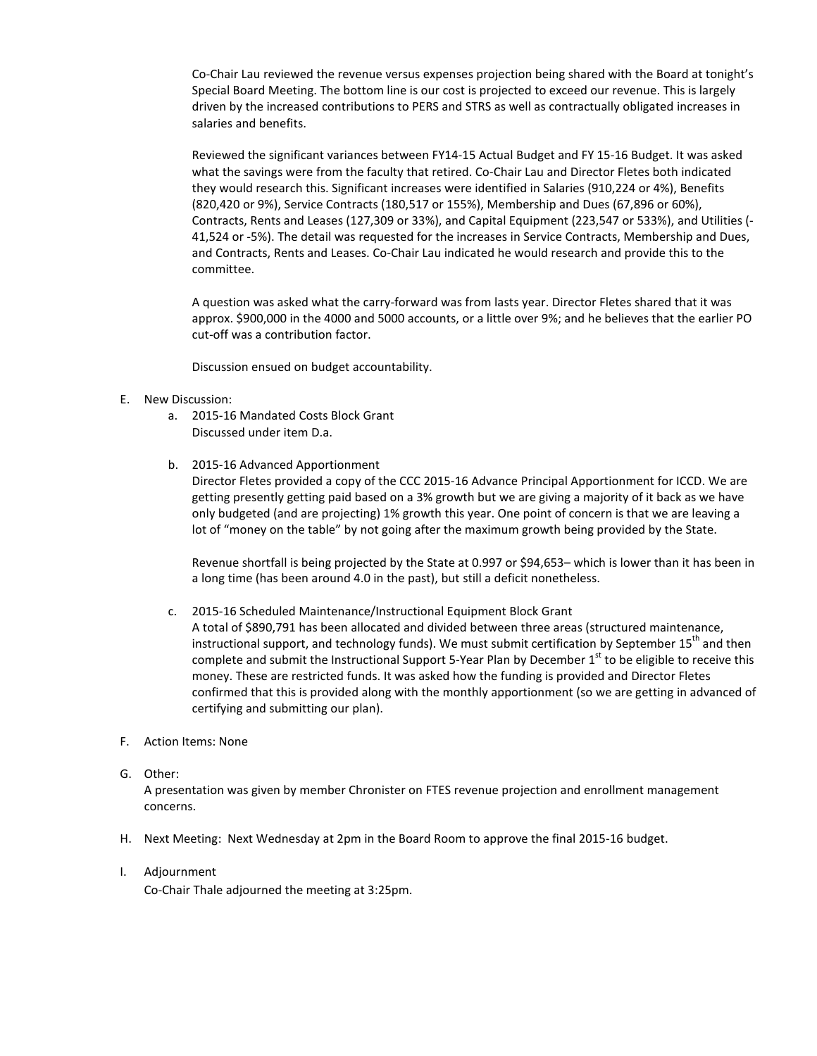Co-Chair Lau reviewed the revenue versus expenses projection being shared with the Board at tonight's Special Board Meeting. The bottom line is our cost is projected to exceed our revenue. This is largely driven by the increased contributions to PERS and STRS as well as contractually obligated increases in salaries and benefits.

Reviewed the significant variances between FY14-15 Actual Budget and FY 15-16 Budget. It was asked what the savings were from the faculty that retired. Co-Chair Lau and Director Fletes both indicated they would research this. Significant increases were identified in Salaries (910,224 or 4%), Benefits (820,420 or 9%), Service Contracts (180,517 or 155%), Membership and Dues (67,896 or 60%), Contracts, Rents and Leases (127,309 or 33%), and Capital Equipment (223,547 or 533%), and Utilities (-41,524 or -5%). The detail was requested for the increases in Service Contracts, Membership and Dues, and Contracts, Rents and Leases. Co-Chair Lau indicated he would research and provide this to the committee.

A question was asked what the carry-forward was from lasts year. Director Fletes shared that it was approx. $900,000 in the 4000 and 5000 accounts, or a little over 9%; and he believes that the earlier PO cut-off was a contribution factor.

Discussion ensued on budget accountability.

E. New Discussion:
   a. 2015-16 Mandated Costs Block Grant
      Discussed under item D.a.

   b. 2015-16 Advanced Apportionment
      Director Fletes provided a copy of the CCC 2015-16 Advance Principal Apportionment for ICCD. We are getting presently getting paid based on a 3% growth but we are giving a majority of it back as we have only budgeted (and are projecting) 1% growth this year. One point of concern is that we are leaving a lot of "money on the table" by not going after the maximum growth being provided by the State.

      Revenue shortfall is being projected by the State at 0.997 or $94,653– which is lower than it has been in a long time (has been around 4.0 in the past), but still a deficit nonetheless.

   c. 2015-16 Scheduled Maintenance/Instructional Equipment Block Grant
      A total of $890,791 has been allocated and divided between three areas (structured maintenance, instructional support, and technology funds). We must submit certification by September 15th and then complete and submit the Instructional Support 5-Year Plan by December 1st to be eligible to receive this money. These are restricted funds. It was asked how the funding is provided and Director Fletes confirmed that this is provided along with the monthly apportionment (so we are getting in advanced of certifying and submitting our plan).

F. Action Items: None

G. Other:
   A presentation was given by member Chronister on FTES revenue projection and enrollment management concerns.

H. Next Meeting: Next Wednesday at 2pm in the Board Room to approve the final 2015-16 budget.

I. Adjournment
   Co-Chair Thale adjourned the meeting at 3:25pm.